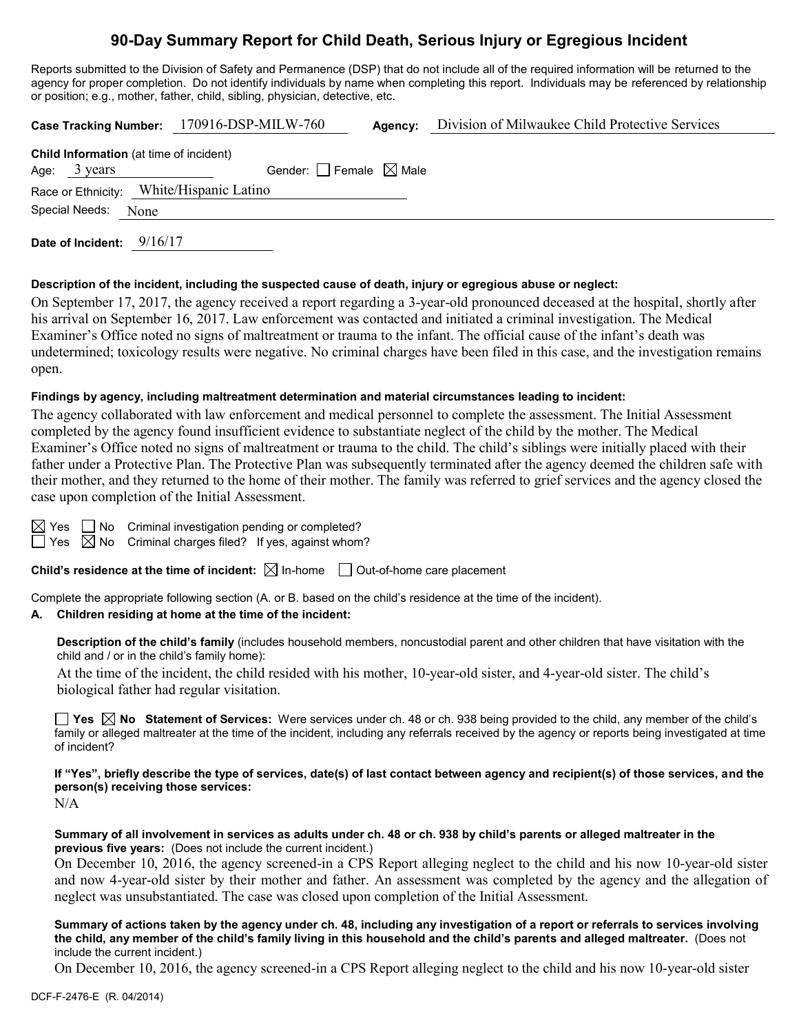# 90-Day Summary Report for Child Death, Serious Injury or Egregious Incident

Reports submitted to the Division of Safety and Permanence (DSP) that do not include all of the required information will be returned to the agency for proper completion. Do not identify individuals by name when completing this report. Individuals may be referenced by relationship or position; e.g., mother, father, child, sibling, physician, detective, etc.

**Case Tracking Number:** 170916-DSP-MILW-760 **Agency:** Division of Milwaukee Child Protective Services

**Child Information** (at time of incident)

Age: 3 years Gender: ☐ Female ☒ Male

Race or Ethnicity: White/Hispanic Latino

Special Needs: None

**Date of Incident:** 9/16/17

**Description of the incident, including the suspected cause of death, injury or egregious abuse or neglect:**

On September 17, 2017, the agency received a report regarding a 3-year-old pronounced deceased at the hospital, shortly after his arrival on September 16, 2017. Law enforcement was contacted and initiated a criminal investigation. The Medical Examiner's Office noted no signs of maltreatment or trauma to the infant. The official cause of the infant's death was undetermined; toxicology results were negative. No criminal charges have been filed in this case, and the investigation remains open.

**Findings by agency, including maltreatment determination and material circumstances leading to incident:**

The agency collaborated with law enforcement and medical personnel to complete the assessment. The Initial Assessment completed by the agency found insufficient evidence to substantiate neglect of the child by the mother. The Medical Examiner's Office noted no signs of maltreatment or trauma to the child. The child's siblings were initially placed with their father under a Protective Plan. The Protective Plan was subsequently terminated after the agency deemed the children safe with their mother, and they returned to the home of their mother. The family was referred to grief services and the agency closed the case upon completion of the Initial Assessment.

☒ Yes ☐ No Criminal investigation pending or completed?

☐ Yes ☒ No Criminal charges filed? If yes, against whom?

**Child's residence at the time of incident:** ☒ In-home ☐ Out-of-home care placement

Complete the appropriate following section (A. or B. based on the child's residence at the time of the incident).

**A. Children residing at home at the time of the incident:**

**Description of the child's family** (includes household members, noncustodial parent and other children that have visitation with the child and / or in the child's family home):

At the time of the incident, the child resided with his mother, 10-year-old sister, and 4-year-old sister. The child's biological father had regular visitation.

☐ **Yes** ☒ **No Statement of Services:** Were services under ch. 48 or ch. 938 being provided to the child, any member of the child's family or alleged maltreater at the time of the incident, including any referrals received by the agency or reports being investigated at time of incident?

**If "Yes", briefly describe the type of services, date(s) of last contact between agency and recipient(s) of those services, and the person(s) receiving those services:**

N/A

**Summary of all involvement in services as adults under ch. 48 or ch. 938 by child's parents or alleged maltreater in the previous five years:** (Does not include the current incident.)

On December 10, 2016, the agency screened-in a CPS Report alleging neglect to the child and his now 10-year-old sister and now 4-year-old sister by their mother and father. An assessment was completed by the agency and the allegation of neglect was unsubstantiated. The case was closed upon completion of the Initial Assessment.

**Summary of actions taken by the agency under ch. 48, including any investigation of a report or referrals to services involving the child, any member of the child's family living in this household and the child's parents and alleged maltreater.** (Does not include the current incident.)

On December 10, 2016, the agency screened-in a CPS Report alleging neglect to the child and his now 10-year-old sister

DCF-F-2476-E (R. 04/2014)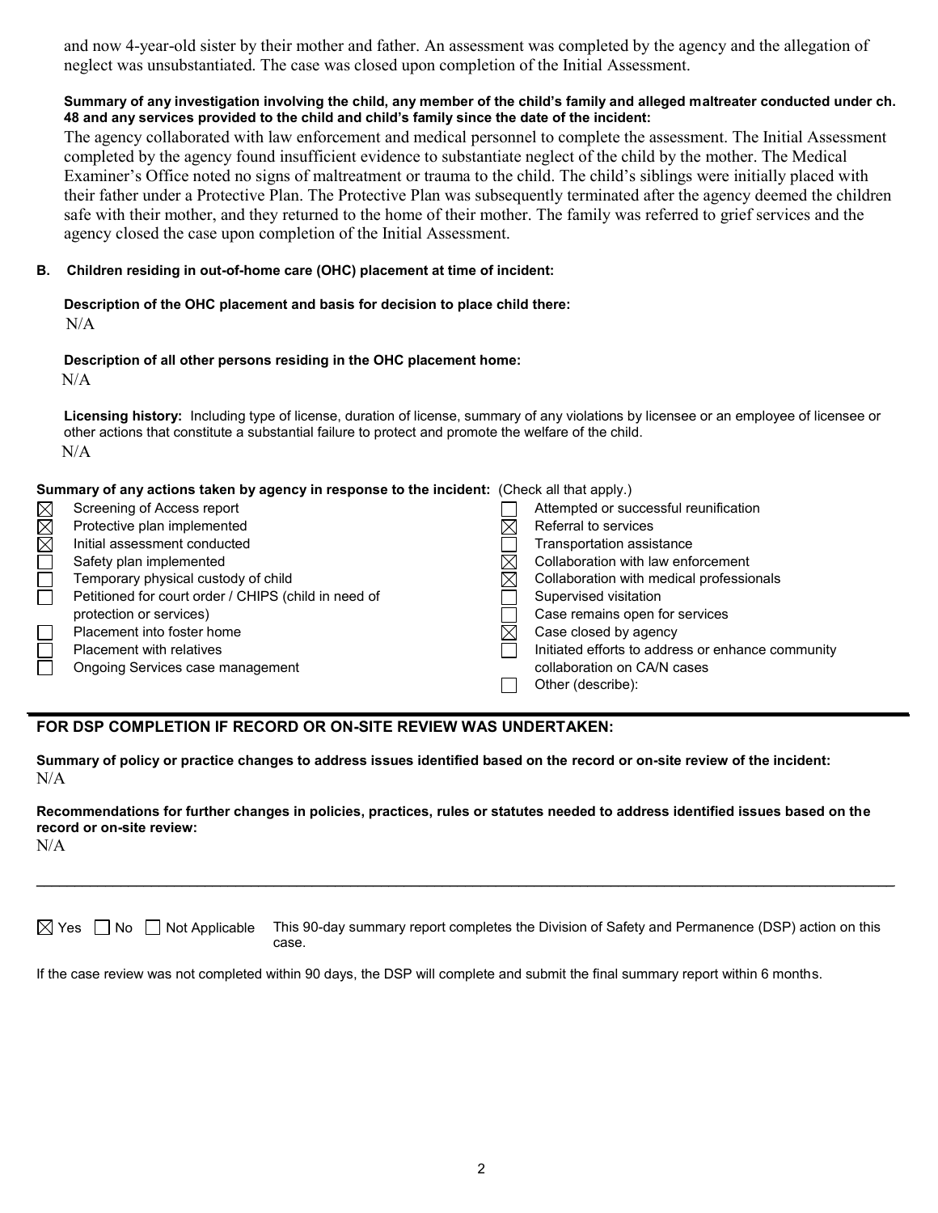and now 4-year-old sister by their mother and father. An assessment was completed by the agency and the allegation of neglect was unsubstantiated. The case was closed upon completion of the Initial Assessment.

**Summary of any investigation involving the child, any member of the child's family and alleged maltreater conducted under ch. 48 and any services provided to the child and child's family since the date of the incident:**

The agency collaborated with law enforcement and medical personnel to complete the assessment. The Initial Assessment completed by the agency found insufficient evidence to substantiate neglect of the child by the mother. The Medical Examiner's Office noted no signs of maltreatment or trauma to the child. The child's siblings were initially placed with their father under a Protective Plan. The Protective Plan was subsequently terminated after the agency deemed the children safe with their mother, and they returned to the home of their mother. The family was referred to grief services and the agency closed the case upon completion of the Initial Assessment.

**B. Children residing in out-of-home care (OHC) placement at time of incident:**

**Description of the OHC placement and basis for decision to place child there:**

N/A

**Description of all other persons residing in the OHC placement home:**

N/A

**Licensing history:** Including type of license, duration of license, summary of any violations by licensee or an employee of licensee or other actions that constitute a substantial failure to protect and promote the welfare of the child.

N/A

**Summary of any actions taken by agency in response to the incident:** (Check all that apply.)

- [x] Screening of Access report
- [x] Protective plan implemented
- [x] Initial assessment conducted
- [ ] Safety plan implemented
- [ ] Temporary physical custody of child
- [ ] Petitioned for court order / CHIPS (child in need of protection or services)
- [ ] Placement into foster home
- [ ] Placement with relatives
- [ ] Ongoing Services case management
- [ ] Attempted or successful reunification
- [x] Referral to services
- [ ] Transportation assistance
- [x] Collaboration with law enforcement
- [x] Collaboration with medical professionals
- [ ] Supervised visitation
- [ ] Case remains open for services
- [x] Case closed by agency
- [ ] Initiated efforts to address or enhance community collaboration on CA/N cases
- [ ] Other (describe):

## FOR DSP COMPLETION IF RECORD OR ON-SITE REVIEW WAS UNDERTAKEN:

**Summary of policy or practice changes to address issues identified based on the record or on-site review of the incident:**

N/A

**Recommendations for further changes in policies, practices, rules or statutes needed to address identified issues based on the record or on-site review:**

N/A

---

☒ Yes ☐ No ☐ Not Applicable This 90-day summary report completes the Division of Safety and Permanence (DSP) action on this case.

If the case review was not completed within 90 days, the DSP will complete and submit the final summary report within 6 months.